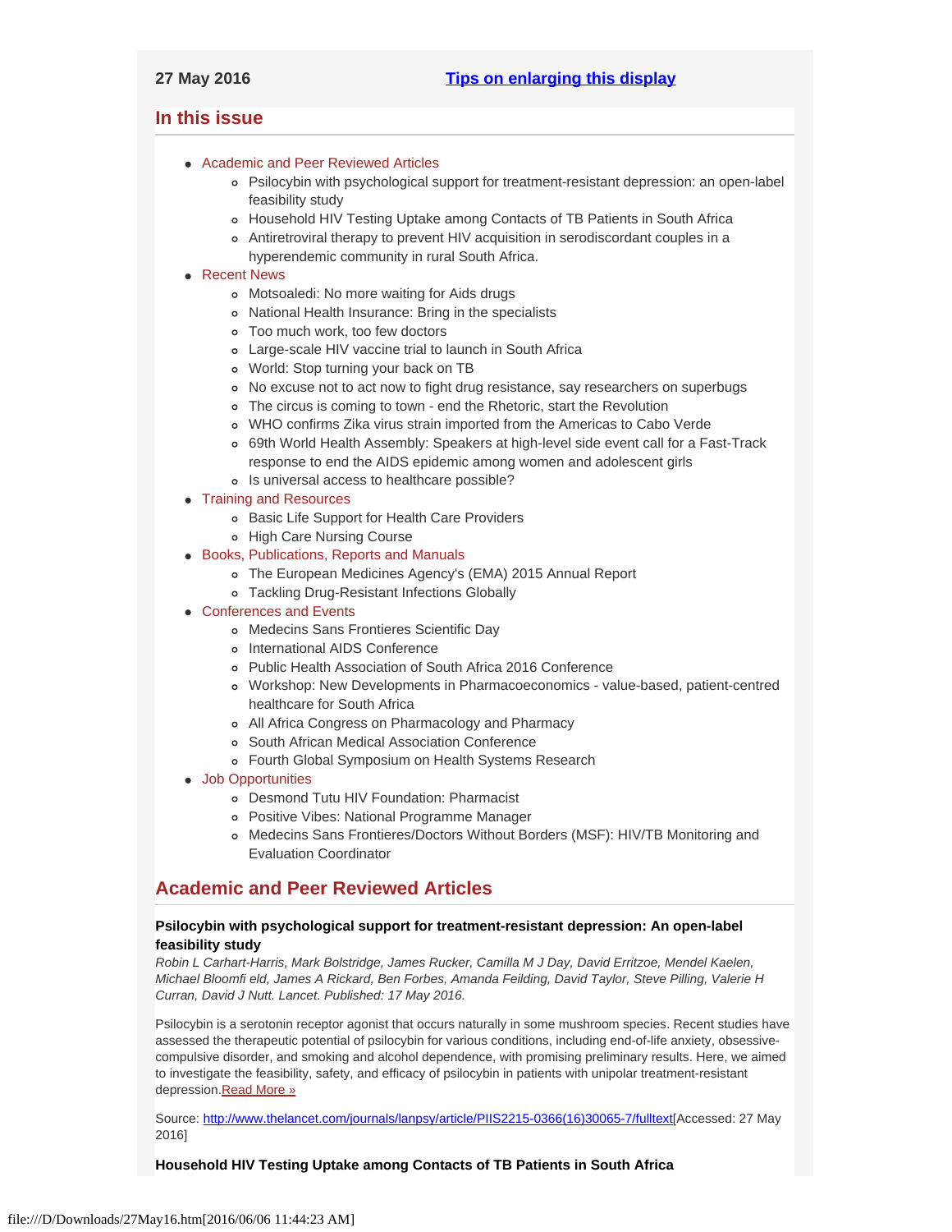27 May 2016 [Tips on enlarging this display]

## In this issue

- Academic and Peer Reviewed Articles
  - Psilocybin with psychological support for treatment-resistant depression: an open-label feasibility study
  - Household HIV Testing Uptake among Contacts of TB Patients in South Africa
  - Antiretroviral therapy to prevent HIV acquisition in serodiscordant couples in a hyperendemic community in rural South Africa.
- Recent News
  - Motsoaledi: No more waiting for Aids drugs
  - National Health Insurance: Bring in the specialists
  - Too much work, too few doctors
  - Large-scale HIV vaccine trial to launch in South Africa
  - World: Stop turning your back on TB
  - No excuse not to act now to fight drug resistance, say researchers on superbugs
  - The circus is coming to town - end the Rhetoric, start the Revolution
  - WHO confirms Zika virus strain imported from the Americas to Cabo Verde
  - 69th World Health Assembly: Speakers at high-level side event call for a Fast-Track response to end the AIDS epidemic among women and adolescent girls
  - Is universal access to healthcare possible?
- Training and Resources
  - Basic Life Support for Health Care Providers
  - High Care Nursing Course
- Books, Publications, Reports and Manuals
  - The European Medicines Agency's (EMA) 2015 Annual Report
  - Tackling Drug-Resistant Infections Globally
- Conferences and Events
  - Medecins Sans Frontieres Scientific Day
  - International AIDS Conference
  - Public Health Association of South Africa 2016 Conference
  - Workshop: New Developments in Pharmacoeconomics - value-based, patient-centred healthcare for South Africa
  - All Africa Congress on Pharmacology and Pharmacy
  - South African Medical Association Conference
  - Fourth Global Symposium on Health Systems Research
- Job Opportunities
  - Desmond Tutu HIV Foundation: Pharmacist
  - Positive Vibes: National Programme Manager
  - Medecins Sans Frontieres/Doctors Without Borders (MSF): HIV/TB Monitoring and Evaluation Coordinator

## Academic and Peer Reviewed Articles

**Psilocybin with psychological support for treatment-resistant depression: An open-label feasibility study**

*Robin L Carhart-Harris, Mark Bolstridge, James Rucker, Camilla M J Day, David Erritzoe, Mendel Kaelen, Michael Bloomfi eld, James A Rickard, Ben Forbes, Amanda Feilding, David Taylor, Steve Pilling, Valerie H Curran, David J Nutt. Lancet. Published: 17 May 2016.*

Psilocybin is a serotonin receptor agonist that occurs naturally in some mushroom species. Recent studies have assessed the therapeutic potential of psilocybin for various conditions, including end-of-life anxiety, obsessive-compulsive disorder, and smoking and alcohol dependence, with promising preliminary results. Here, we aimed to investigate the feasibility, safety, and efficacy of psilocybin in patients with unipolar treatment-resistant depression.Read More »

Source: http://www.thelancet.com/journals/lanpsy/article/PIIS2215-0366(16)30065-7/fulltext[Accessed: 27 May 2016]

**Household HIV Testing Uptake among Contacts of TB Patients in South Africa**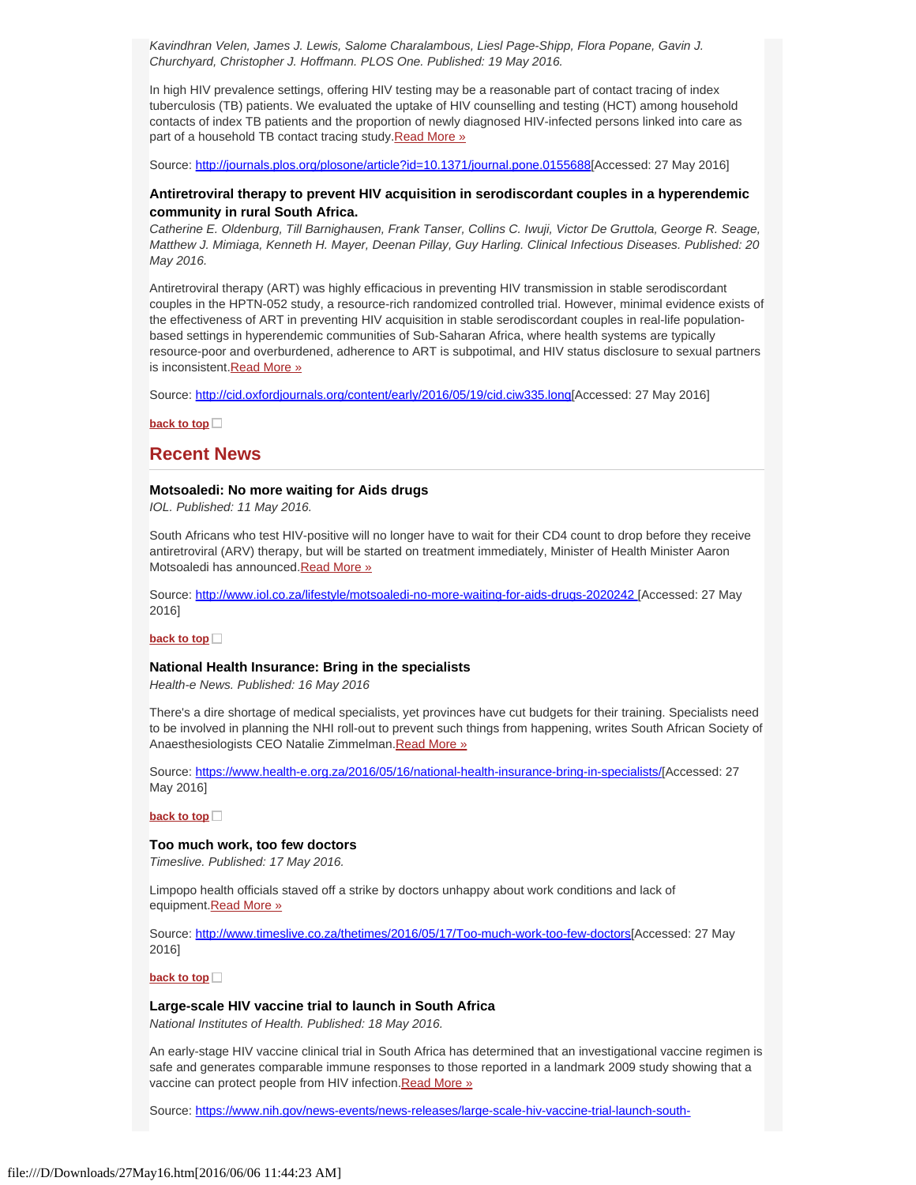*Kavindhran Velen, James J. Lewis, Salome Charalambous, Liesl Page-Shipp, Flora Popane, Gavin J. Churchyard, Christopher J. Hoffmann. PLOS One. Published: 19 May 2016.*

In high HIV prevalence settings, offering HIV testing may be a reasonable part of contact tracing of index tuberculosis (TB) patients. We evaluated the uptake of HIV counselling and testing (HCT) among household contacts of index TB patients and the proportion of newly diagnosed HIV-infected persons linked into care as part of a household TB contact tracing study.[Read More »](http://journals.plos.org/plosone/article?id=10.1371/journal.pone.0155688)

Source: http://journals.plos.org/plosone/article?id=10.1371/journal.pone.0155688[Accessed: 27 May 2016]

**Antiretroviral therapy to prevent HIV acquisition in serodiscordant couples in a hyperendemic community in rural South Africa.**
*Catherine E. Oldenburg, Till Barnighausen, Frank Tanser, Collins C. Iwuji, Victor De Gruttola, George R. Seage, Matthew J. Mimiaga, Kenneth H. Mayer, Deenan Pillay, Guy Harling. Clinical Infectious Diseases. Published: 20 May 2016.*

Antiretroviral therapy (ART) was highly efficacious in preventing HIV transmission in stable serodiscordant couples in the HPTN-052 study, a resource-rich randomized controlled trial. However, minimal evidence exists of the effectiveness of ART in preventing HIV acquisition in stable serodiscordant couples in real-life population-based settings in hyperendemic communities of Sub-Saharan Africa, where health systems are typically resource-poor and overburdened, adherence to ART is subpotimal, and HIV status disclosure to sexual partners is inconsistent.[Read More »](http://cid.oxfordjournals.org/content/early/2016/05/19/cid.ciw335.long)

Source: http://cid.oxfordjournals.org/content/early/2016/05/19/cid.ciw335.long[Accessed: 27 May 2016]

**back to top**

## Recent News

**Motsoaledi: No more waiting for Aids drugs**
*IOL. Published: 11 May 2016.*

South Africans who test HIV-positive will no longer have to wait for their CD4 count to drop before they receive antiretroviral (ARV) therapy, but will be started on treatment immediately, Minister of Health Minister Aaron Motsoaledi has announced.[Read More »](http://www.iol.co.za/lifestyle/motsoaledi-no-more-waiting-for-aids-drugs-2020242)

Source: http://www.iol.co.za/lifestyle/motsoaledi-no-more-waiting-for-aids-drugs-2020242 [Accessed: 27 May 2016]

**back to top**

**National Health Insurance: Bring in the specialists**
*Health-e News. Published: 16 May 2016*

There's a dire shortage of medical specialists, yet provinces have cut budgets for their training. Specialists need to be involved in planning the NHI roll-out to prevent such things from happening, writes South African Society of Anaesthesiologists CEO Natalie Zimmelman.[Read More »](https://www.health-e.org.za/2016/05/16/national-health-insurance-bring-in-specialists/)

Source: https://www.health-e.org.za/2016/05/16/national-health-insurance-bring-in-specialists/[Accessed: 27 May 2016]

**back to top**

**Too much work, too few doctors**
*Timeslive. Published: 17 May 2016.*

Limpopo health officials staved off a strike by doctors unhappy about work conditions and lack of equipment.[Read More »](http://www.timeslive.co.za/thetimes/2016/05/17/Too-much-work-too-few-doctors)

Source: http://www.timeslive.co.za/thetimes/2016/05/17/Too-much-work-too-few-doctors[Accessed: 27 May 2016]

**back to top**

**Large-scale HIV vaccine trial to launch in South Africa**
*National Institutes of Health. Published: 18 May 2016.*

An early-stage HIV vaccine clinical trial in South Africa has determined that an investigational vaccine regimen is safe and generates comparable immune responses to those reported in a landmark 2009 study showing that a vaccine can protect people from HIV infection.Read More »

Source: https://www.nih.gov/news-events/news-releases/large-scale-hiv-vaccine-trial-launch-south-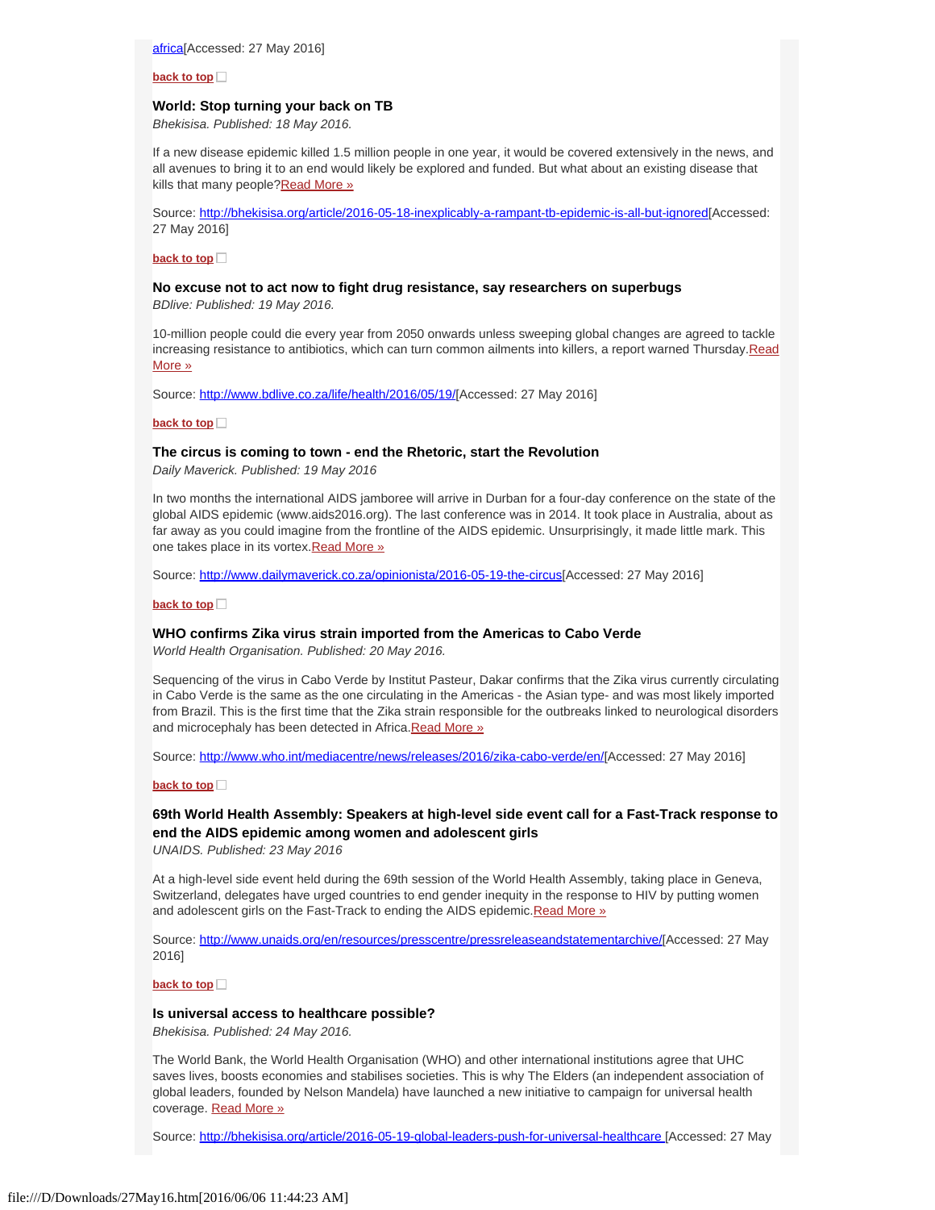africa[Accessed: 27 May 2016]

back to top

### World: Stop turning your back on TB

*Bhekisisa. Published: 18 May 2016.*

If a new disease epidemic killed 1.5 million people in one year, it would be covered extensively in the news, and all avenues to bring it to an end would likely be explored and funded. But what about an existing disease that kills that many people?Read More »

Source: http://bhekisisa.org/article/2016-05-18-inexplicably-a-rampant-tb-epidemic-is-all-but-ignored[Accessed: 27 May 2016]

back to top

### No excuse not to act now to fight drug resistance, say researchers on superbugs

*BDlive: Published: 19 May 2016.*

10-million people could die every year from 2050 onwards unless sweeping global changes are agreed to tackle increasing resistance to antibiotics, which can turn common ailments into killers, a report warned Thursday.Read More »

Source: http://www.bdlive.co.za/life/health/2016/05/19/[Accessed: 27 May 2016]

back to top

### The circus is coming to town - end the Rhetoric, start the Revolution

*Daily Maverick. Published: 19 May 2016*

In two months the international AIDS jamboree will arrive in Durban for a four-day conference on the state of the global AIDS epidemic (www.aids2016.org). The last conference was in 2014. It took place in Australia, about as far away as you could imagine from the frontline of the AIDS epidemic. Unsurprisingly, it made little mark. This one takes place in its vortex.Read More »

Source: http://www.dailymaverick.co.za/opinionista/2016-05-19-the-circus[Accessed: 27 May 2016]

back to top

### WHO confirms Zika virus strain imported from the Americas to Cabo Verde

*World Health Organisation. Published: 20 May 2016.*

Sequencing of the virus in Cabo Verde by Institut Pasteur, Dakar confirms that the Zika virus currently circulating in Cabo Verde is the same as the one circulating in the Americas - the Asian type- and was most likely imported from Brazil. This is the first time that the Zika strain responsible for the outbreaks linked to neurological disorders and microcephaly has been detected in Africa.Read More »

Source: http://www.who.int/mediacentre/news/releases/2016/zika-cabo-verde/en/[Accessed: 27 May 2016]

back to top

### 69th World Health Assembly: Speakers at high-level side event call for a Fast-Track response to end the AIDS epidemic among women and adolescent girls

*UNAIDS. Published: 23 May 2016*

At a high-level side event held during the 69th session of the World Health Assembly, taking place in Geneva, Switzerland, delegates have urged countries to end gender inequity in the response to HIV by putting women and adolescent girls on the Fast-Track to ending the AIDS epidemic.Read More »

Source: http://www.unaids.org/en/resources/presscentre/pressreleaseandstatementarchive/[Accessed: 27 May 2016]

back to top

### Is universal access to healthcare possible?

*Bhekisisa. Published: 24 May 2016.*

The World Bank, the World Health Organisation (WHO) and other international institutions agree that UHC saves lives, boosts economies and stabilises societies. This is why The Elders (an independent association of global leaders, founded by Nelson Mandela) have launched a new initiative to campaign for universal health coverage. Read More »

Source: http://bhekisisa.org/article/2016-05-19-global-leaders-push-for-universal-healthcare [Accessed: 27 May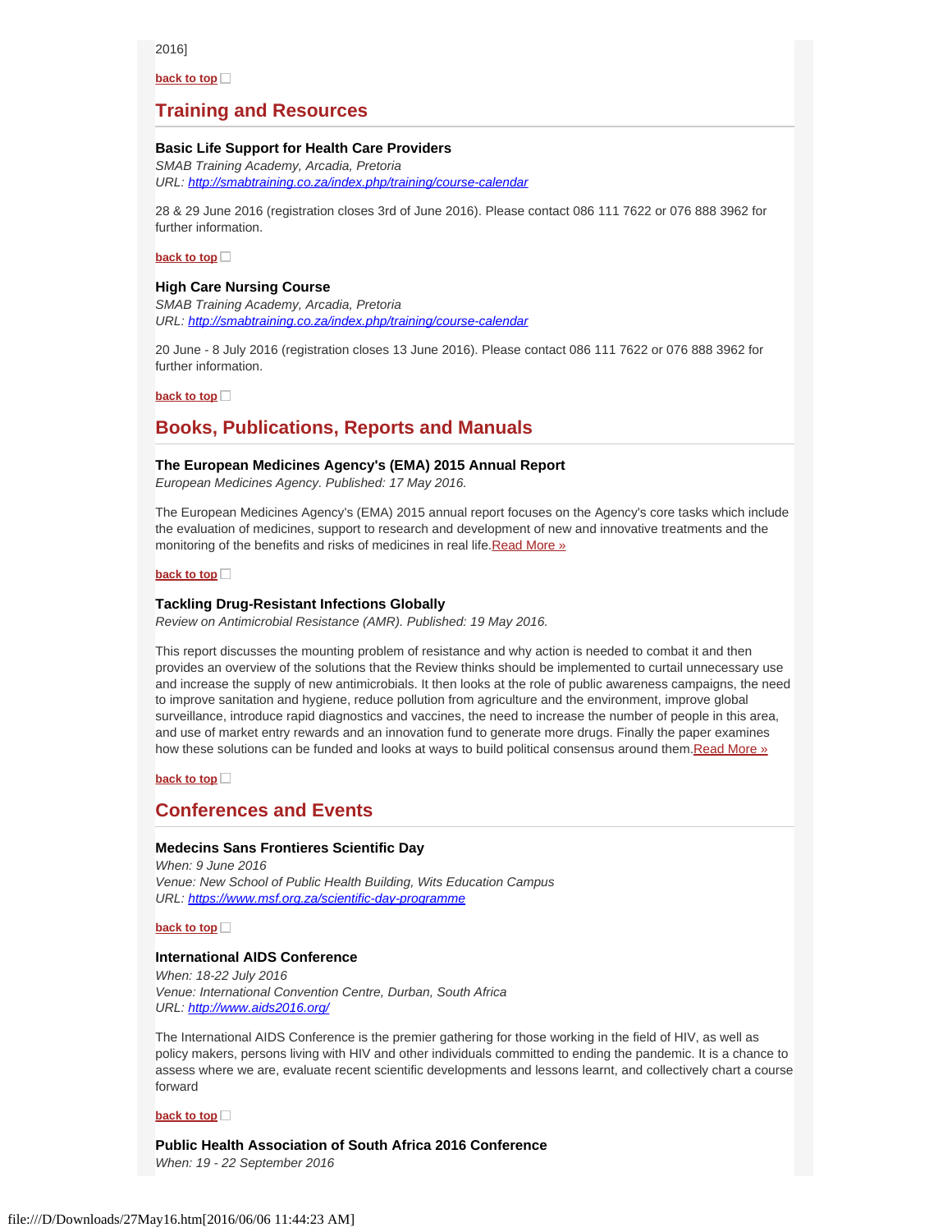2016]

**back to top**

## Training and Resources

### Basic Life Support for Health Care Providers

*SMAB Training Academy, Arcadia, Pretoria*
*URL: http://smabtraining.co.za/index.php/training/course-calendar*

28 & 29 June 2016 (registration closes 3rd of June 2016). Please contact 086 111 7622 or 076 888 3962 for further information.

**back to top**

### High Care Nursing Course

*SMAB Training Academy, Arcadia, Pretoria*
*URL: http://smabtraining.co.za/index.php/training/course-calendar*

20 June - 8 July 2016 (registration closes 13 June 2016). Please contact 086 111 7622 or 076 888 3962 for further information.

**back to top**

## Books, Publications, Reports and Manuals

### The European Medicines Agency's (EMA) 2015 Annual Report

*European Medicines Agency. Published: 17 May 2016.*

The European Medicines Agency's (EMA) 2015 annual report focuses on the Agency's core tasks which include the evaluation of medicines, support to research and development of new and innovative treatments and the monitoring of the benefits and risks of medicines in real life.Read More »

**back to top**

### Tackling Drug-Resistant Infections Globally

*Review on Antimicrobial Resistance (AMR). Published: 19 May 2016.*

This report discusses the mounting problem of resistance and why action is needed to combat it and then provides an overview of the solutions that the Review thinks should be implemented to curtail unnecessary use and increase the supply of new antimicrobials. It then looks at the role of public awareness campaigns, the need to improve sanitation and hygiene, reduce pollution from agriculture and the environment, improve global surveillance, introduce rapid diagnostics and vaccines, the need to increase the number of people in this area, and use of market entry rewards and an innovation fund to generate more drugs. Finally the paper examines how these solutions can be funded and looks at ways to build political consensus around them.Read More »

**back to top**

## Conferences and Events

### Medecins Sans Frontieres Scientific Day

*When: 9 June 2016*
*Venue: New School of Public Health Building, Wits Education Campus*
*URL: https://www.msf.org.za/scientific-day-programme*

**back to top**

### International AIDS Conference

*When: 18-22 July 2016*
*Venue: International Convention Centre, Durban, South Africa*
*URL: http://www.aids2016.org/*

The International AIDS Conference is the premier gathering for those working in the field of HIV, as well as policy makers, persons living with HIV and other individuals committed to ending the pandemic. It is a chance to assess where we are, evaluate recent scientific developments and lessons learnt, and collectively chart a course forward

**back to top**

### Public Health Association of South Africa 2016 Conference

*When: 19 - 22 September 2016*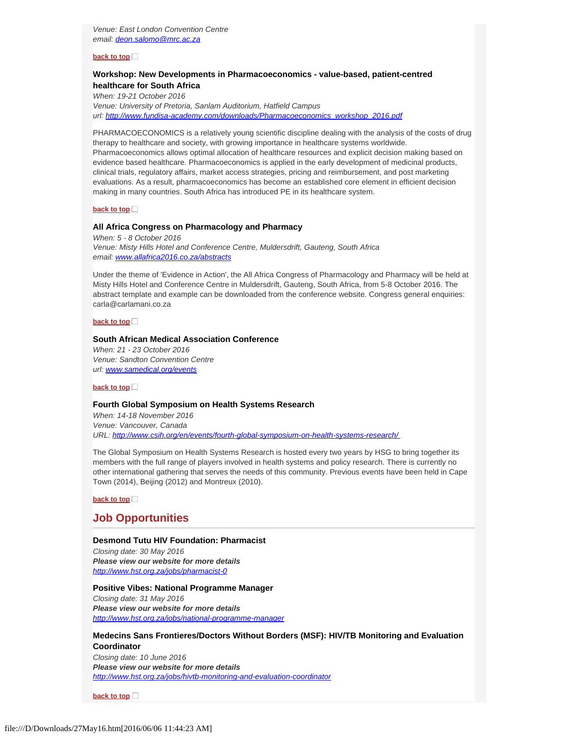*Venue: East London Convention Centre*
*email: deon.salomo@mrc.ac.za*

**back to top**

### Workshop: New Developments in Pharmacoeconomics - value-based, patient-centred healthcare for South Africa

*When: 19-21 October 2016*
*Venue: University of Pretoria, Sanlam Auditorium, Hatfield Campus*
*url: http://www.fundisa-academy.com/downloads/Pharmacoeconomics_workshop_2016.pdf*

PHARMACOECONOMICS is a relatively young scientific discipline dealing with the analysis of the costs of drug therapy to healthcare and society, with growing importance in healthcare systems worldwide. Pharmacoeconomics allows optimal allocation of healthcare resources and explicit decision making based on evidence based healthcare. Pharmacoeconomics is applied in the early development of medicinal products, clinical trials, regulatory affairs, market access strategies, pricing and reimbursement, and post marketing evaluations. As a result, pharmacoeconomics has become an established core element in efficient decision making in many countries. South Africa has introduced PE in its healthcare system.

**back to top**

### All Africa Congress on Pharmacology and Pharmacy

*When: 5 - 8 October 2016*
*Venue: Misty Hills Hotel and Conference Centre, Muldersdrift, Gauteng, South Africa*
*email: www.allafrica2016.co.za/abstracts*

Under the theme of 'Evidence in Action', the All Africa Congress of Pharmacology and Pharmacy will be held at Misty Hills Hotel and Conference Centre in Muldersdrift, Gauteng, South Africa, from 5-8 October 2016. The abstract template and example can be downloaded from the conference website. Congress general enquiries: carla@carlamani.co.za

**back to top**

### South African Medical Association Conference

*When: 21 - 23 October 2016*
*Venue: Sandton Convention Centre*
*url: www.samedical.org/events*

**back to top**

### Fourth Global Symposium on Health Systems Research

*When: 14-18 November 2016*
*Venue: Vancouver, Canada*
*URL: http://www.csih.org/en/events/fourth-global-symposium-on-health-systems-research/*

The Global Symposium on Health Systems Research is hosted every two years by HSG to bring together its members with the full range of players involved in health systems and policy research. There is currently no other international gathering that serves the needs of this community. Previous events have been held in Cape Town (2014), Beijing (2012) and Montreux (2010).

**back to top**

## Job Opportunities

### Desmond Tutu HIV Foundation: Pharmacist

*Closing date: 30 May 2016*
***Please view our website for more details***
*http://www.hst.org.za/jobs/pharmacist-0*

### Positive Vibes: National Programme Manager

*Closing date: 31 May 2016*
***Please view our website for more details***
*http://www.hst.org.za/jobs/national-programme-manager*

### Medecins Sans Frontieres/Doctors Without Borders (MSF): HIV/TB Monitoring and Evaluation Coordinator

*Closing date: 10 June 2016*
***Please view our website for more details***
*http://www.hst.org.za/jobs/hivtb-monitoring-and-evaluation-coordinator*

**back to top**